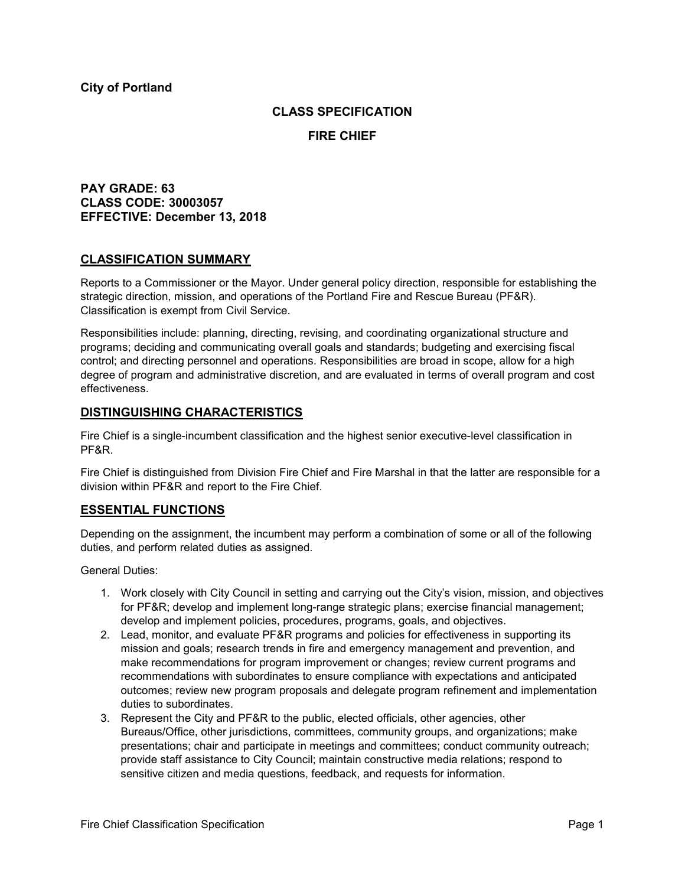**City of Portland**

## CLASS SPECIFICATION

## FIRE CHIEF

**PAY GRADE: 63**
**CLASS CODE: 30003057**
**EFFECTIVE: December 13, 2018**

## CLASSIFICATION SUMMARY

Reports to a Commissioner or the Mayor. Under general policy direction, responsible for establishing the strategic direction, mission, and operations of the Portland Fire and Rescue Bureau (PF&R). Classification is exempt from Civil Service.

Responsibilities include: planning, directing, revising, and coordinating organizational structure and programs; deciding and communicating overall goals and standards; budgeting and exercising fiscal control; and directing personnel and operations. Responsibilities are broad in scope, allow for a high degree of program and administrative discretion, and are evaluated in terms of overall program and cost effectiveness.

## DISTINGUISHING CHARACTERISTICS

Fire Chief is a single-incumbent classification and the highest senior executive-level classification in PF&R.

Fire Chief is distinguished from Division Fire Chief and Fire Marshal in that the latter are responsible for a division within PF&R and report to the Fire Chief.

## ESSENTIAL FUNCTIONS

Depending on the assignment, the incumbent may perform a combination of some or all of the following duties, and perform related duties as assigned.

General Duties:

1. Work closely with City Council in setting and carrying out the City's vision, mission, and objectives for PF&R; develop and implement long-range strategic plans; exercise financial management; develop and implement policies, procedures, programs, goals, and objectives.
2. Lead, monitor, and evaluate PF&R programs and policies for effectiveness in supporting its mission and goals; research trends in fire and emergency management and prevention, and make recommendations for program improvement or changes; review current programs and recommendations with subordinates to ensure compliance with expectations and anticipated outcomes; review new program proposals and delegate program refinement and implementation duties to subordinates.
3. Represent the City and PF&R to the public, elected officials, other agencies, other Bureaus/Office, other jurisdictions, committees, community groups, and organizations; make presentations; chair and participate in meetings and committees; conduct community outreach; provide staff assistance to City Council; maintain constructive media relations; respond to sensitive citizen and media questions, feedback, and requests for information.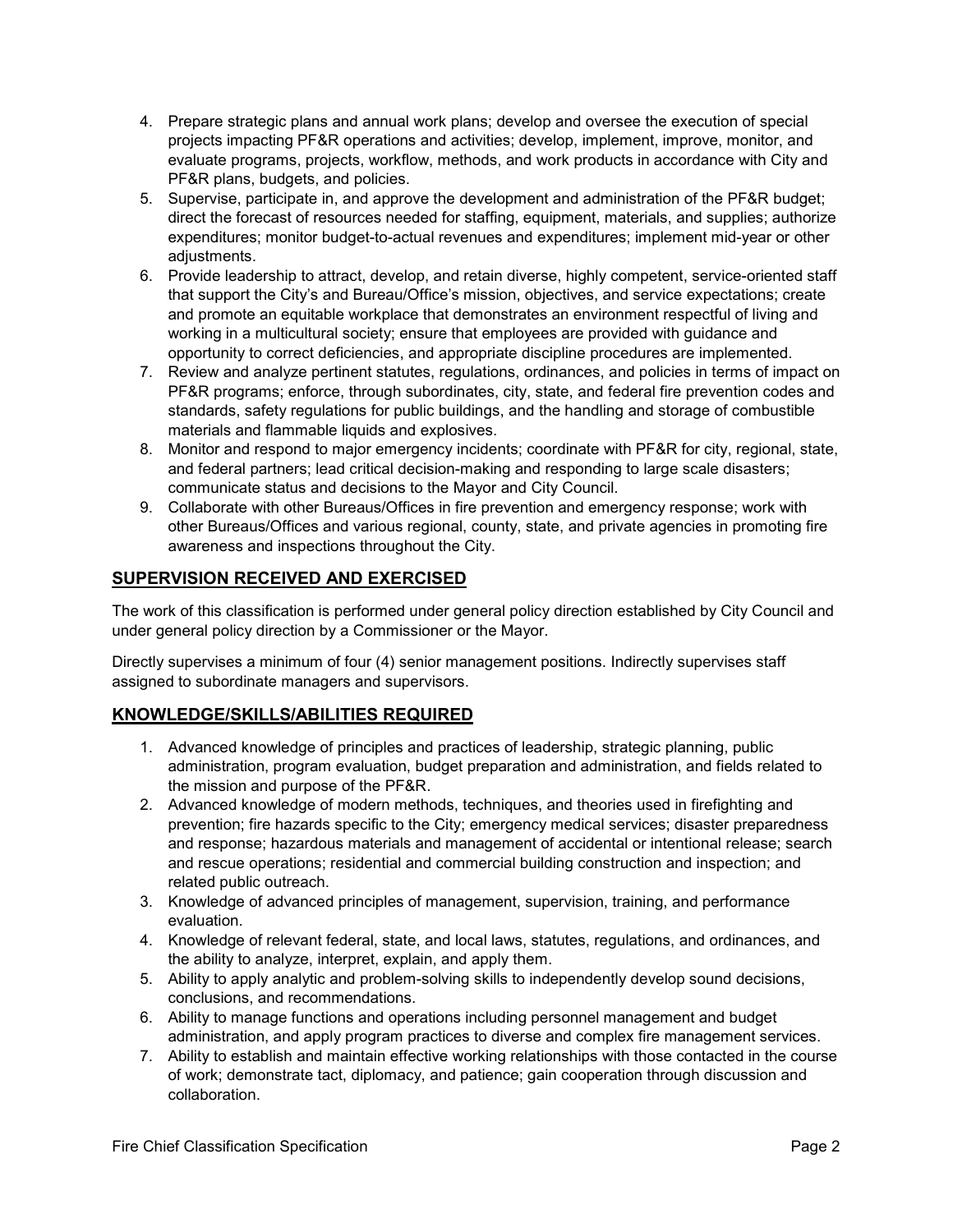4. Prepare strategic plans and annual work plans; develop and oversee the execution of special projects impacting PF&R operations and activities; develop, implement, improve, monitor, and evaluate programs, projects, workflow, methods, and work products in accordance with City and PF&R plans, budgets, and policies.
5. Supervise, participate in, and approve the development and administration of the PF&R budget; direct the forecast of resources needed for staffing, equipment, materials, and supplies; authorize expenditures; monitor budget-to-actual revenues and expenditures; implement mid-year or other adjustments.
6. Provide leadership to attract, develop, and retain diverse, highly competent, service-oriented staff that support the City's and Bureau/Office's mission, objectives, and service expectations; create and promote an equitable workplace that demonstrates an environment respectful of living and working in a multicultural society; ensure that employees are provided with guidance and opportunity to correct deficiencies, and appropriate discipline procedures are implemented.
7. Review and analyze pertinent statutes, regulations, ordinances, and policies in terms of impact on PF&R programs; enforce, through subordinates, city, state, and federal fire prevention codes and standards, safety regulations for public buildings, and the handling and storage of combustible materials and flammable liquids and explosives.
8. Monitor and respond to major emergency incidents; coordinate with PF&R for city, regional, state, and federal partners; lead critical decision-making and responding to large scale disasters; communicate status and decisions to the Mayor and City Council.
9. Collaborate with other Bureaus/Offices in fire prevention and emergency response; work with other Bureaus/Offices and various regional, county, state, and private agencies in promoting fire awareness and inspections throughout the City.

## SUPERVISION RECEIVED AND EXERCISED

The work of this classification is performed under general policy direction established by City Council and under general policy direction by a Commissioner or the Mayor.

Directly supervises a minimum of four (4) senior management positions. Indirectly supervises staff assigned to subordinate managers and supervisors.

## KNOWLEDGE/SKILLS/ABILITIES REQUIRED

1. Advanced knowledge of principles and practices of leadership, strategic planning, public administration, program evaluation, budget preparation and administration, and fields related to the mission and purpose of the PF&R.
2. Advanced knowledge of modern methods, techniques, and theories used in firefighting and prevention; fire hazards specific to the City; emergency medical services; disaster preparedness and response; hazardous materials and management of accidental or intentional release; search and rescue operations; residential and commercial building construction and inspection; and related public outreach.
3. Knowledge of advanced principles of management, supervision, training, and performance evaluation.
4. Knowledge of relevant federal, state, and local laws, statutes, regulations, and ordinances, and the ability to analyze, interpret, explain, and apply them.
5. Ability to apply analytic and problem-solving skills to independently develop sound decisions, conclusions, and recommendations.
6. Ability to manage functions and operations including personnel management and budget administration, and apply program practices to diverse and complex fire management services.
7. Ability to establish and maintain effective working relationships with those contacted in the course of work; demonstrate tact, diplomacy, and patience; gain cooperation through discussion and collaboration.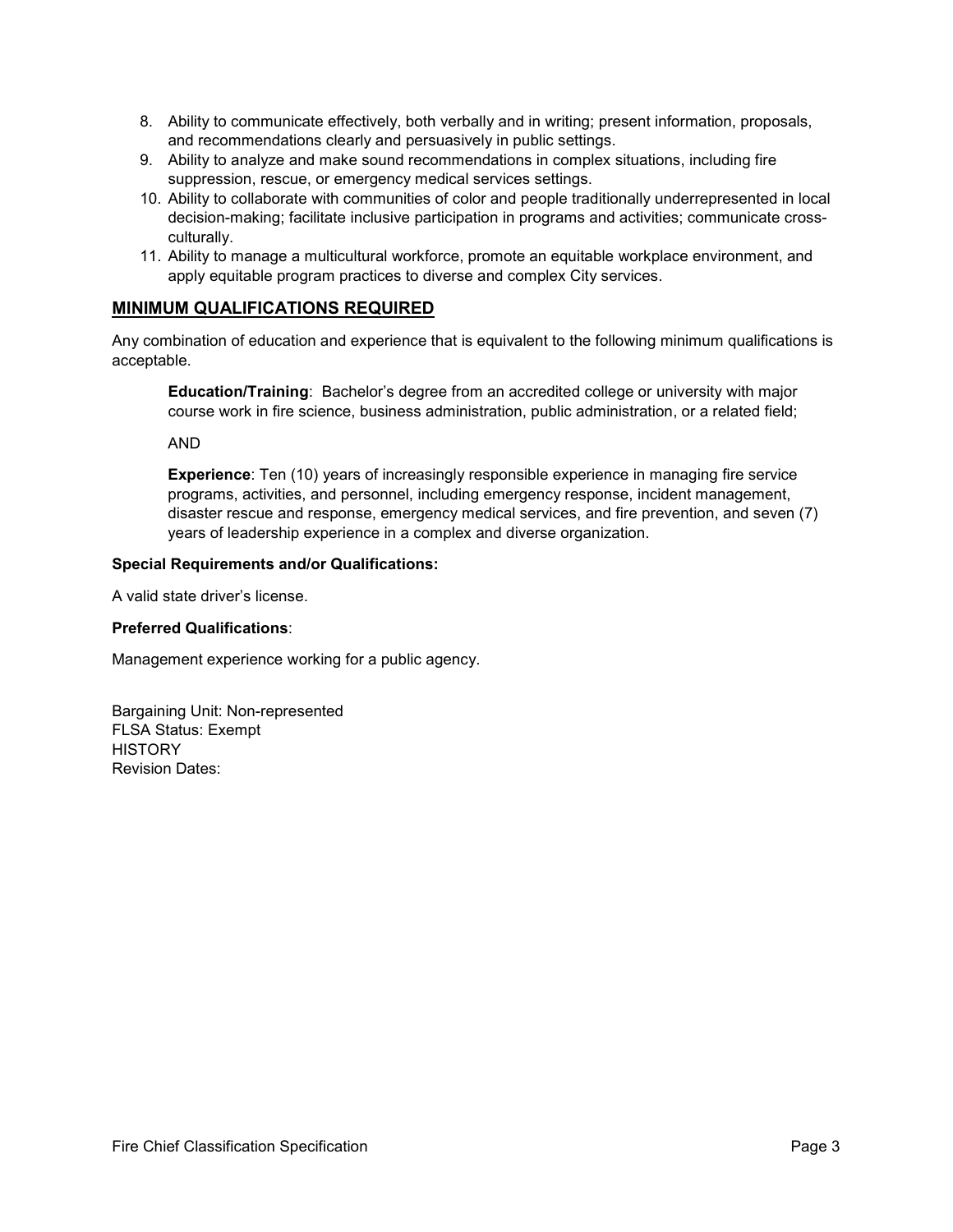8. Ability to communicate effectively, both verbally and in writing; present information, proposals, and recommendations clearly and persuasively in public settings.
9. Ability to analyze and make sound recommendations in complex situations, including fire suppression, rescue, or emergency medical services settings.
10. Ability to collaborate with communities of color and people traditionally underrepresented in local decision-making; facilitate inclusive participation in programs and activities; communicate cross-culturally.
11. Ability to manage a multicultural workforce, promote an equitable workplace environment, and apply equitable program practices to diverse and complex City services.

## MINIMUM QUALIFICATIONS REQUIRED

Any combination of education and experience that is equivalent to the following minimum qualifications is acceptable.

> **Education/Training**: Bachelor's degree from an accredited college or university with major course work in fire science, business administration, public administration, or a related field;
>
> AND
>
> **Experience**: Ten (10) years of increasingly responsible experience in managing fire service programs, activities, and personnel, including emergency response, incident management, disaster rescue and response, emergency medical services, and fire prevention, and seven (7) years of leadership experience in a complex and diverse organization.

**Special Requirements and/or Qualifications:**

A valid state driver's license.

**Preferred Qualifications**:

Management experience working for a public agency.

Bargaining Unit: Non-represented
FLSA Status: Exempt
HISTORY
Revision Dates: